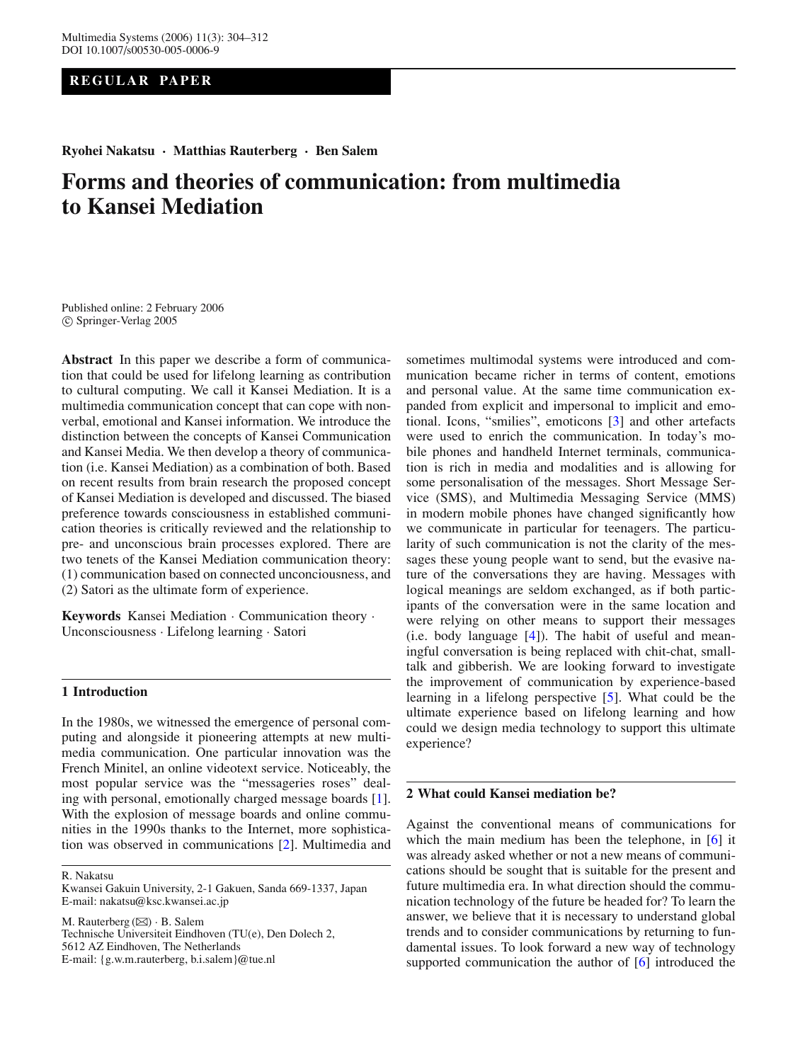REGULAR PAPER

**Ryohei Nakatsu · Matthias Rauterberg · Ben Salem**

# Forms and theories of communication: from multimedia to Kansei Mediation

Published online: 2 February 2006
© Springer-Verlag 2005

**Abstract** In this paper we describe a form of communication that could be used for lifelong learning as contribution to cultural computing. We call it Kansei Mediation. It is a multimedia communication concept that can cope with non-verbal, emotional and Kansei information. We introduce the distinction between the concepts of Kansei Communication and Kansei Media. We then develop a theory of communication (i.e. Kansei Mediation) as a combination of both. Based on recent results from brain research the proposed concept of Kansei Mediation is developed and discussed. The biased preference towards consciousness in established communication theories is critically reviewed and the relationship to pre- and unconscious brain processes explored. There are two tenets of the Kansei Mediation communication theory: (1) communication based on connected unconciousness, and (2) Satori as the ultimate form of experience.

**Keywords** Kansei Mediation · Communication theory · Unconsciousness · Lifelong learning · Satori

R. Nakatsu
Kwansei Gakuin University, 2-1 Gakuen, Sanda 669-1337, Japan
E-mail: nakatsu@ksc.kwansei.ac.jp

M. Rauterberg (✉) · B. Salem
Technische Universiteit Eindhoven (TU(e), Den Dolech 2, 5612 AZ Eindhoven, The Netherlands
E-mail: {g.w.m.rauterberg, b.i.salem}@tue.nl

## 1 Introduction

In the 1980s, we witnessed the emergence of personal computing and alongside it pioneering attempts at new multimedia communication. One particular innovation was the French Minitel, an online videotext service. Noticeably, the most popular service was the "messageries roses" dealing with personal, emotionally charged message boards [1]. With the explosion of message boards and online communities in the 1990s thanks to the Internet, more sophistication was observed in communications [2]. Multimedia and sometimes multimodal systems were introduced and communication became richer in terms of content, emotions and personal value. At the same time communication expanded from explicit and impersonal to implicit and emotional. Icons, "smilies", emoticons [3] and other artefacts were used to enrich the communication. In today's mobile phones and handheld Internet terminals, communication is rich in media and modalities and is allowing for some personalisation of the messages. Short Message Service (SMS), and Multimedia Messaging Service (MMS) in modern mobile phones have changed significantly how we communicate in particular for teenagers. The particularity of such communication is not the clarity of the messages these young people want to send, but the evasive nature of the conversations they are having. Messages with logical meanings are seldom exchanged, as if both participants of the conversation were in the same location and were relying on other means to support their messages (i.e. body language [4]). The habit of useful and meaningful conversation is being replaced with chit-chat, small-talk and gibberish. We are looking forward to investigate the improvement of communication by experience-based learning in a lifelong perspective [5]. What could be the ultimate experience based on lifelong learning and how could we design media technology to support this ultimate experience?

## 2 What could Kansei mediation be?

Against the conventional means of communications for which the main medium has been the telephone, in [6] it was already asked whether or not a new means of communications should be sought that is suitable for the present and future multimedia era. In what direction should the communication technology of the future be headed for? To learn the answer, we believe that it is necessary to understand global trends and to consider communications by returning to fundamental issues. To look forward a new way of technology supported communication the author of [6] introduced the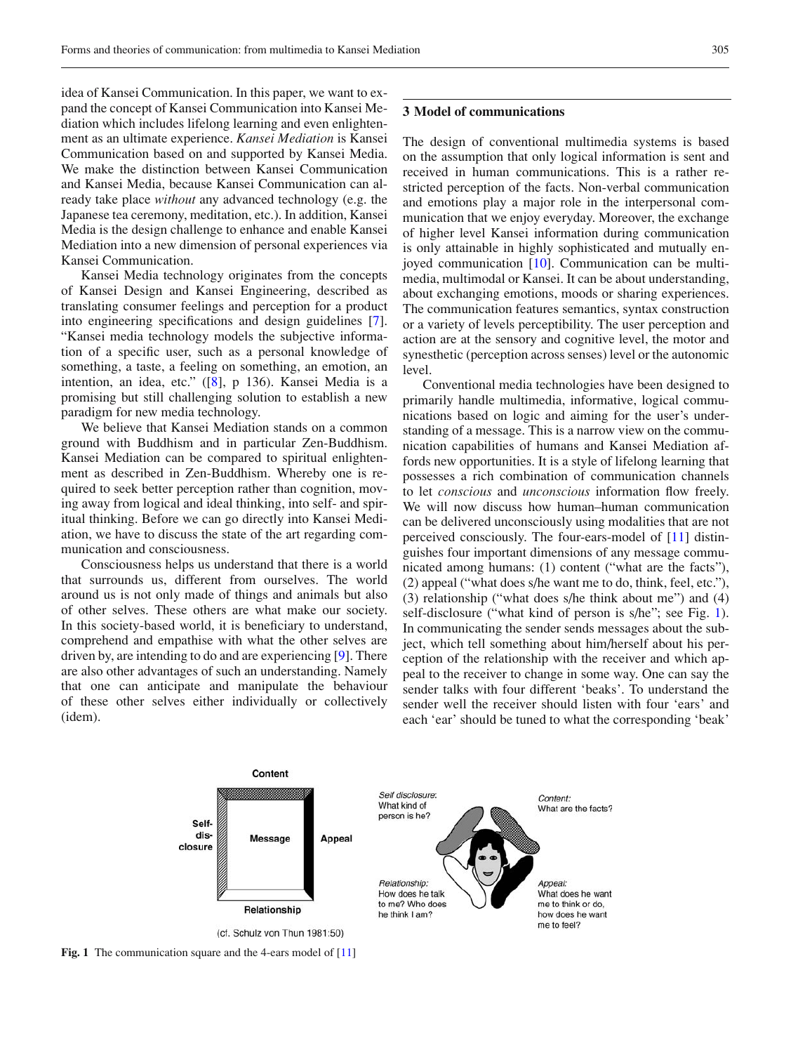idea of Kansei Communication. In this paper, we want to expand the concept of Kansei Communication into Kansei Mediation which includes lifelong learning and even enlightenment as an ultimate experience. *Kansei Mediation* is Kansei Communication based on and supported by Kansei Media. We make the distinction between Kansei Communication and Kansei Media, because Kansei Communication can already take place *without* any advanced technology (e.g. the Japanese tea ceremony, meditation, etc.). In addition, Kansei Media is the design challenge to enhance and enable Kansei Mediation into a new dimension of personal experiences via Kansei Communication.

Kansei Media technology originates from the concepts of Kansei Design and Kansei Engineering, described as translating consumer feelings and perception for a product into engineering specifications and design guidelines [7]. "Kansei media technology models the subjective information of a specific user, such as a personal knowledge of something, a taste, a feeling on something, an emotion, an intention, an idea, etc." ([8], p 136). Kansei Media is a promising but still challenging solution to establish a new paradigm for new media technology.

We believe that Kansei Mediation stands on a common ground with Buddhism and in particular Zen-Buddhism. Kansei Mediation can be compared to spiritual enlightenment as described in Zen-Buddhism. Whereby one is required to seek better perception rather than cognition, moving away from logical and ideal thinking, into self- and spiritual thinking. Before we can go directly into Kansei Mediation, we have to discuss the state of the art regarding communication and consciousness.

Consciousness helps us understand that there is a world that surrounds us, different from ourselves. The world around us is not only made of things and animals but also of other selves. These others are what make our society. In this society-based world, it is beneficiary to understand, comprehend and empathise with what the other selves are driven by, are intending to do and are experiencing [9]. There are also other advantages of such an understanding. Namely that one can anticipate and manipulate the behaviour of these other selves either individually or collectively (idem).

## 3 Model of communications

The design of conventional multimedia systems is based on the assumption that only logical information is sent and received in human communications. This is a rather restricted perception of the facts. Non-verbal communication and emotions play a major role in the interpersonal communication that we enjoy everyday. Moreover, the exchange of higher level Kansei information during communication is only attainable in highly sophisticated and mutually enjoyed communication [10]. Communication can be multimedia, multimodal or Kansei. It can be about understanding, about exchanging emotions, moods or sharing experiences. The communication features semantics, syntax construction or a variety of levels perceptibility. The user perception and action are at the sensory and cognitive level, the motor and synesthetic (perception across senses) level or the autonomic level.

Conventional media technologies have been designed to primarily handle multimedia, informative, logical communications based on logic and aiming for the user's understanding of a message. This is a narrow view on the communication capabilities of humans and Kansei Mediation affords new opportunities. It is a style of lifelong learning that possesses a rich combination of communication channels to let *conscious* and *unconscious* information flow freely. We will now discuss how human–human communication can be delivered unconsciously using modalities that are not perceived consciously. The four-ears-model of [11] distinguishes four important dimensions of any message communicated among humans: (1) content ("what are the facts"), (2) appeal ("what does s/he want me to do, think, feel, etc."), (3) relationship ("what does s/he think about me") and (4) self-disclosure ("what kind of person is s/he"; see Fig. 1). In communicating the sender sends messages about the subject, which tell something about him/herself about his perception of the relationship with the receiver and which appeal to the receiver to change in some way. One can say the sender talks with four different 'beaks'. To understand the sender well the receiver should listen with four 'ears' and each 'ear' should be tuned to what the corresponding 'beak'

**Fig. 1** The communication square and the 4-ears model of [11]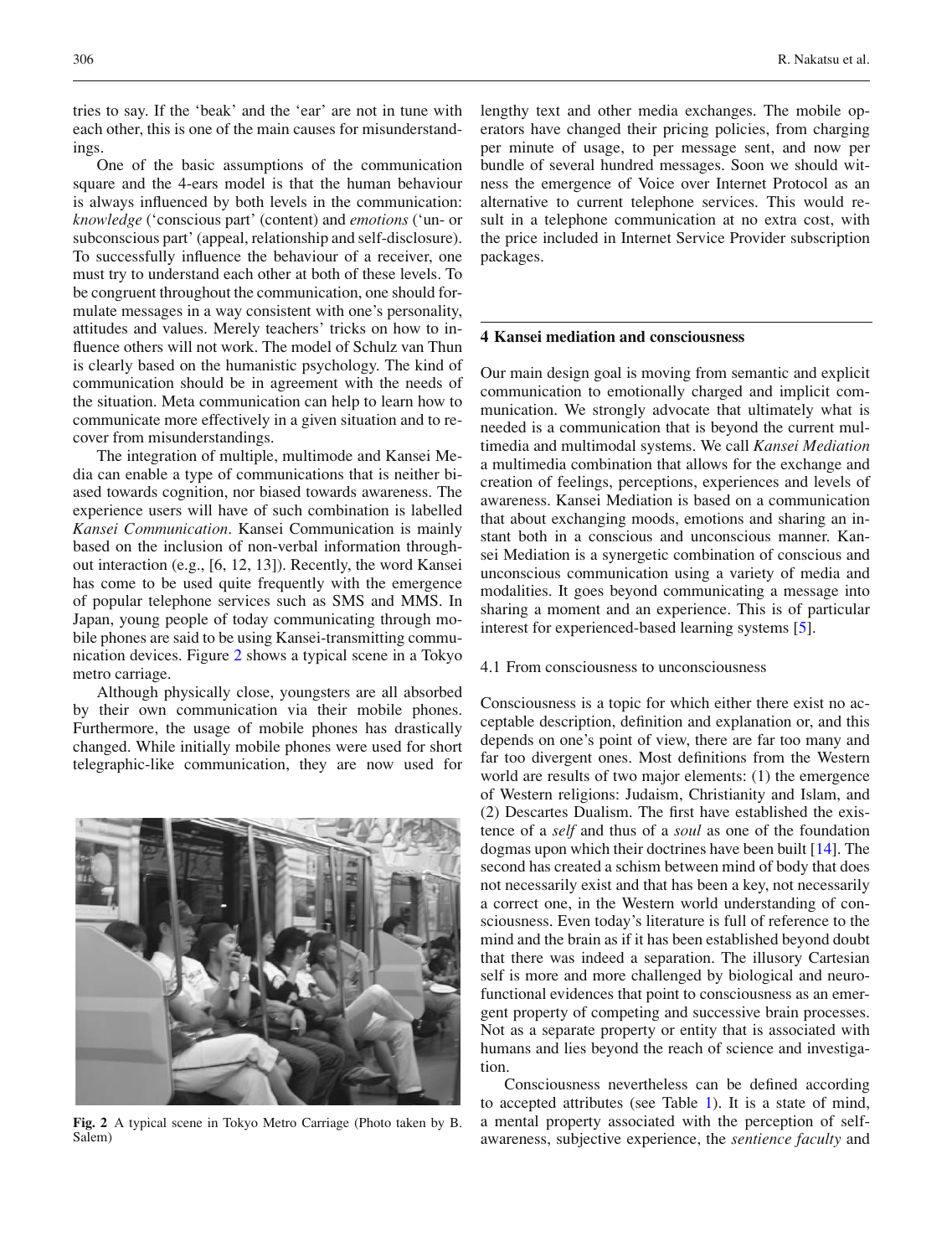tries to say. If the 'beak' and the 'ear' are not in tune with each other, this is one of the main causes for misunderstandings.

One of the basic assumptions of the communication square and the 4-ears model is that the human behaviour is always influenced by both levels in the communication: *knowledge* ('conscious part' (content) and *emotions* ('un- or subconscious part' (appeal, relationship and self-disclosure). To successfully influence the behaviour of a receiver, one must try to understand each other at both of these levels. To be congruent throughout the communication, one should formulate messages in a way consistent with one's personality, attitudes and values. Merely teachers' tricks on how to influence others will not work. The model of Schulz van Thun is clearly based on the humanistic psychology. The kind of communication should be in agreement with the needs of the situation. Meta communication can help to learn how to communicate more effectively in a given situation and to recover from misunderstandings.

The integration of multiple, multimode and Kansei Media can enable a type of communications that is neither biased towards cognition, nor biased towards awareness. The experience users will have of such combination is labelled *Kansei Communication*. Kansei Communication is mainly based on the inclusion of non-verbal information throughout interaction (e.g., [6, 12, 13]). Recently, the word Kansei has come to be used quite frequently with the emergence of popular telephone services such as SMS and MMS. In Japan, young people of today communicating through mobile phones are said to be using Kansei-transmitting communication devices. Figure 2 shows a typical scene in a Tokyo metro carriage.

Although physically close, youngsters are all absorbed by their own communication via their mobile phones. Furthermore, the usage of mobile phones has drastically changed. While initially mobile phones were used for short telegraphic-like communication, they are now used for lengthy text and other media exchanges. The mobile operators have changed their pricing policies, from charging per minute of usage, to per message sent, and now per bundle of several hundred messages. Soon we should witness the emergence of Voice over Internet Protocol as an alternative to current telephone services. This would result in a telephone communication at no extra cost, with the price included in Internet Service Provider subscription packages.

**Fig. 2** A typical scene in Tokyo Metro Carriage (Photo taken by B. Salem)

## 4 Kansei mediation and consciousness

Our main design goal is moving from semantic and explicit communication to emotionally charged and implicit communication. We strongly advocate that ultimately what is needed is a communication that is beyond the current multimedia and multimodal systems. We call *Kansei Mediation* a multimedia combination that allows for the exchange and creation of feelings, perceptions, experiences and levels of awareness. Kansei Mediation is based on a communication that about exchanging moods, emotions and sharing an instant both in a conscious and unconscious manner. Kansei Mediation is a synergetic combination of conscious and unconscious communication using a variety of media and modalities. It goes beyond communicating a message into sharing a moment and an experience. This is of particular interest for experienced-based learning systems [5].

### 4.1 From consciousness to unconsciousness

Consciousness is a topic for which either there exist no acceptable description, definition and explanation or, and this depends on one's point of view, there are far too many and far too divergent ones. Most definitions from the Western world are results of two major elements: (1) the emergence of Western religions: Judaism, Christianity and Islam, and (2) Descartes Dualism. The first have established the existence of a *self* and thus of a *soul* as one of the foundation dogmas upon which their doctrines have been built [14]. The second has created a schism between mind of body that does not necessarily exist and that has been a key, not necessarily a correct one, in the Western world understanding of consciousness. Even today's literature is full of reference to the mind and the brain as if it has been established beyond doubt that there was indeed a separation. The illusory Cartesian self is more and more challenged by biological and neurofunctional evidences that point to consciousness as an emergent property of competing and successive brain processes. Not as a separate property or entity that is associated with humans and lies beyond the reach of science and investigation.

Consciousness nevertheless can be defined according to accepted attributes (see Table 1). It is a state of mind, a mental property associated with the perception of self-awareness, subjective experience, the *sentience faculty* and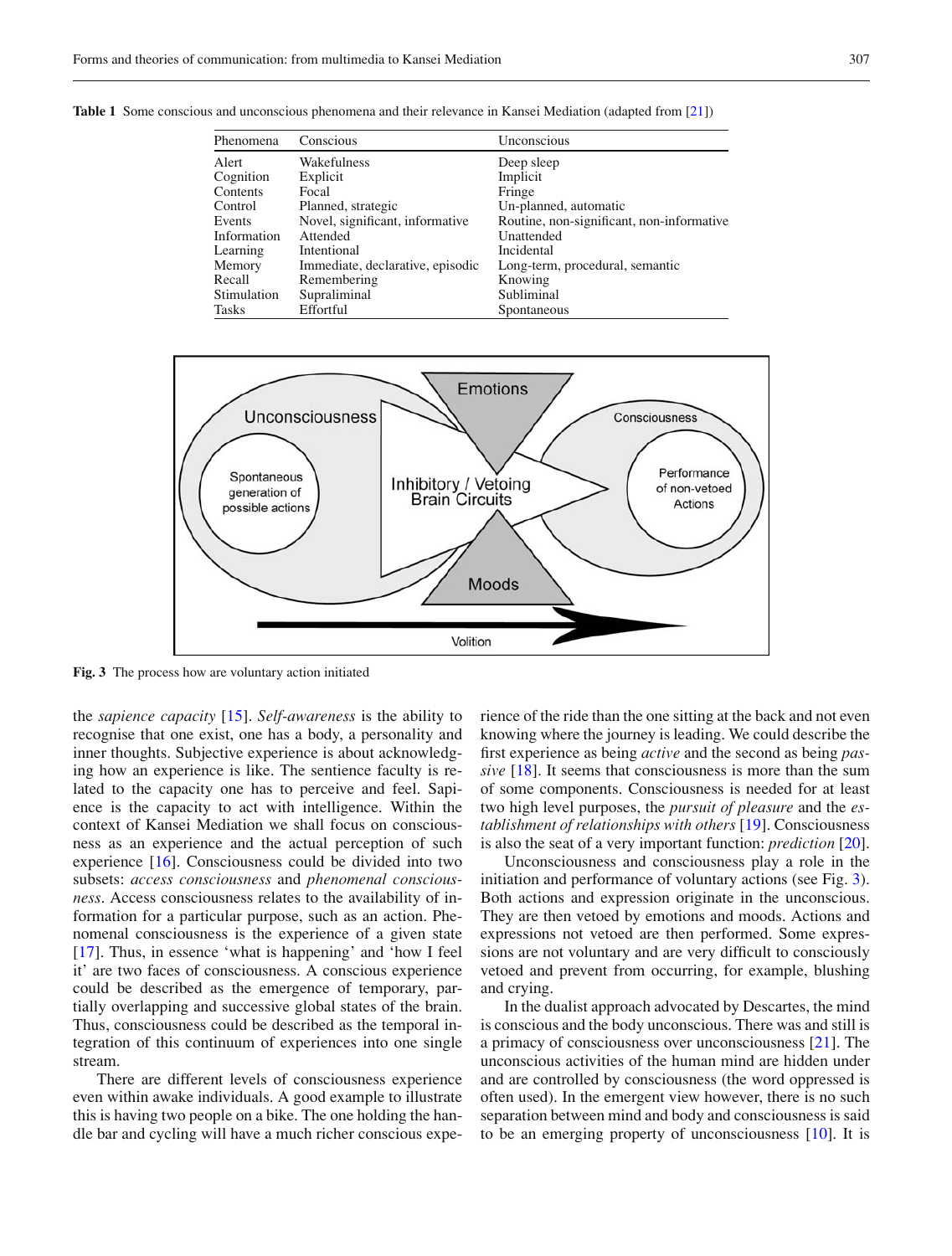**Table 1** Some conscious and unconscious phenomena and their relevance in Kansei Mediation (adapted from [21])

| Phenomena | Conscious | Unconscious |
|---|---|---|
| Alert | Wakefulness | Deep sleep |
| Cognition | Explicit | Implicit |
| Contents | Focal | Fringe |
| Control | Planned, strategic | Un-planned, automatic |
| Events | Novel, significant, informative | Routine, non-significant, non-informative |
| Information | Attended | Unattended |
| Learning | Intentional | Incidental |
| Memory | Immediate, declarative, episodic | Long-term, procedural, semantic |
| Recall | Remembering | Knowing |
| Stimulation | Supraliminal | Subliminal |
| Tasks | Effortful | Spontaneous |

**Fig. 3** The process how are voluntary action initiated

the *sapience capacity* [15]. *Self-awareness* is the ability to recognise that one exist, one has a body, a personality and inner thoughts. Subjective experience is about acknowledging how an experience is like. The sentience faculty is related to the capacity one has to perceive and feel. Sapience is the capacity to act with intelligence. Within the context of Kansei Mediation we shall focus on consciousness as an experience and the actual perception of such experience [16]. Consciousness could be divided into two subsets: *access consciousness* and *phenomenal consciousness*. Access consciousness relates to the availability of information for a particular purpose, such as an action. Phenomenal consciousness is the experience of a given state [17]. Thus, in essence 'what is happening' and 'how I feel it' are two faces of consciousness. A conscious experience could be described as the emergence of temporary, partially overlapping and successive global states of the brain. Thus, consciousness could be described as the temporal integration of this continuum of experiences into one single stream.

There are different levels of consciousness experience even within awake individuals. A good example to illustrate this is having two people on a bike. The one holding the handle bar and cycling will have a much richer conscious experience of the ride than the one sitting at the back and not even knowing where the journey is leading. We could describe the first experience as being *active* and the second as being *passive* [18]. It seems that consciousness is more than the sum of some components. Consciousness is needed for at least two high level purposes, the *pursuit of pleasure* and the *establishment of relationships with others* [19]. Consciousness is also the seat of a very important function: *prediction* [20].

Unconsciousness and consciousness play a role in the initiation and performance of voluntary actions (see Fig. 3). Both actions and expression originate in the unconscious. They are then vetoed by emotions and moods. Actions and expressions not vetoed are then performed. Some expressions are not voluntary and are very difficult to consciously vetoed and prevent from occurring, for example, blushing and crying.

In the dualist approach advocated by Descartes, the mind is conscious and the body unconscious. There was and still is a primacy of consciousness over unconsciousness [21]. The unconscious activities of the human mind are hidden under and are controlled by consciousness (the word oppressed is often used). In the emergent view however, there is no such separation between mind and body and consciousness is said to be an emerging property of unconsciousness [10]. It is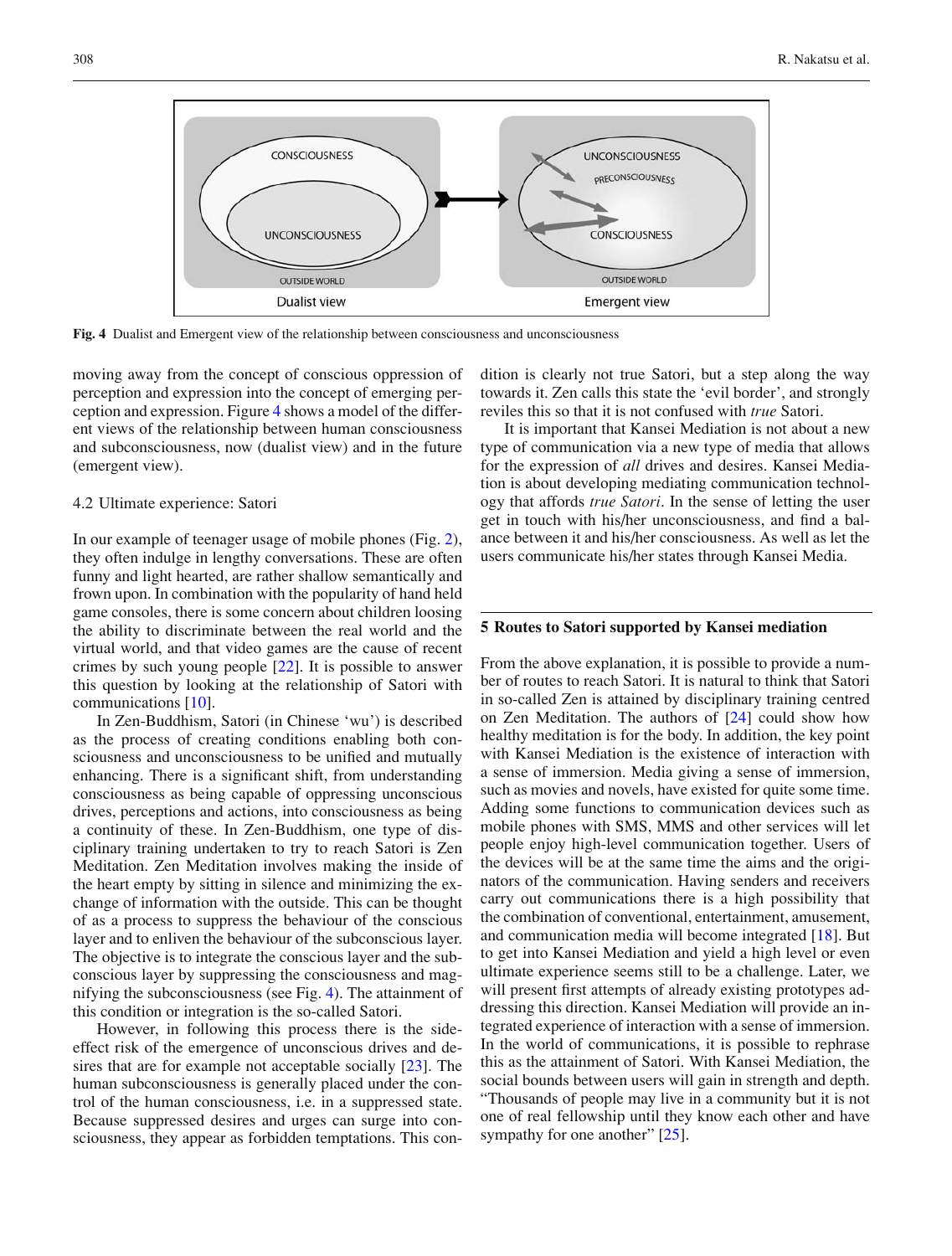Fig. 4 Dualist and Emergent view of the relationship between consciousness and unconsciousness

moving away from the concept of conscious oppression of perception and expression into the concept of emerging perception and expression. Figure 4 shows a model of the different views of the relationship between human consciousness and subconsciousness, now (dualist view) and in the future (emergent view).

### 4.2 Ultimate experience: Satori

In our example of teenager usage of mobile phones (Fig. 2), they often indulge in lengthy conversations. These are often funny and light hearted, are rather shallow semantically and frown upon. In combination with the popularity of hand held game consoles, there is some concern about children loosing the ability to discriminate between the real world and the virtual world, and that video games are the cause of recent crimes by such young people [22]. It is possible to answer this question by looking at the relationship of Satori with communications [10].

In Zen-Buddhism, Satori (in Chinese 'wu') is described as the process of creating conditions enabling both consciousness and unconsciousness to be unified and mutually enhancing. There is a significant shift, from understanding consciousness as being capable of oppressing unconscious drives, perceptions and actions, into consciousness as being a continuity of these. In Zen-Buddhism, one type of disciplinary training undertaken to try to reach Satori is Zen Meditation. Zen Meditation involves making the inside of the heart empty by sitting in silence and minimizing the exchange of information with the outside. This can be thought of as a process to suppress the behaviour of the conscious layer and to enliven the behaviour of the subconscious layer. The objective is to integrate the conscious layer and the subconscious layer by suppressing the consciousness and magnifying the subconsciousness (see Fig. 4). The attainment of this condition or integration is the so-called Satori.

However, in following this process there is the side-effect risk of the emergence of unconscious drives and desires that are for example not acceptable socially [23]. The human subconsciousness is generally placed under the control of the human consciousness, i.e. in a suppressed state. Because suppressed desires and urges can surge into consciousness, they appear as forbidden temptations. This condition is clearly not true Satori, but a step along the way towards it. Zen calls this state the 'evil border', and strongly reviles this so that it is not confused with *true* Satori.

It is important that Kansei Mediation is not about a new type of communication via a new type of media that allows for the expression of *all* drives and desires. Kansei Mediation is about developing mediating communication technology that affords *true Satori*. In the sense of letting the user get in touch with his/her unconsciousness, and find a balance between it and his/her consciousness. As well as let the users communicate his/her states through Kansei Media.

## 5 Routes to Satori supported by Kansei mediation

From the above explanation, it is possible to provide a number of routes to reach Satori. It is natural to think that Satori in so-called Zen is attained by disciplinary training centred on Zen Meditation. The authors of [24] could show how healthy meditation is for the body. In addition, the key point with Kansei Mediation is the existence of interaction with a sense of immersion. Media giving a sense of immersion, such as movies and novels, have existed for quite some time. Adding some functions to communication devices such as mobile phones with SMS, MMS and other services will let people enjoy high-level communication together. Users of the devices will be at the same time the aims and the originators of the communication. Having senders and receivers carry out communications there is a high possibility that the combination of conventional, entertainment, amusement, and communication media will become integrated [18]. But to get into Kansei Mediation and yield a high level or even ultimate experience seems still to be a challenge. Later, we will present first attempts of already existing prototypes addressing this direction. Kansei Mediation will provide an integrated experience of interaction with a sense of immersion. In the world of communications, it is possible to rephrase this as the attainment of Satori. With Kansei Mediation, the social bounds between users will gain in strength and depth. "Thousands of people may live in a community but it is not one of real fellowship until they know each other and have sympathy for one another" [25].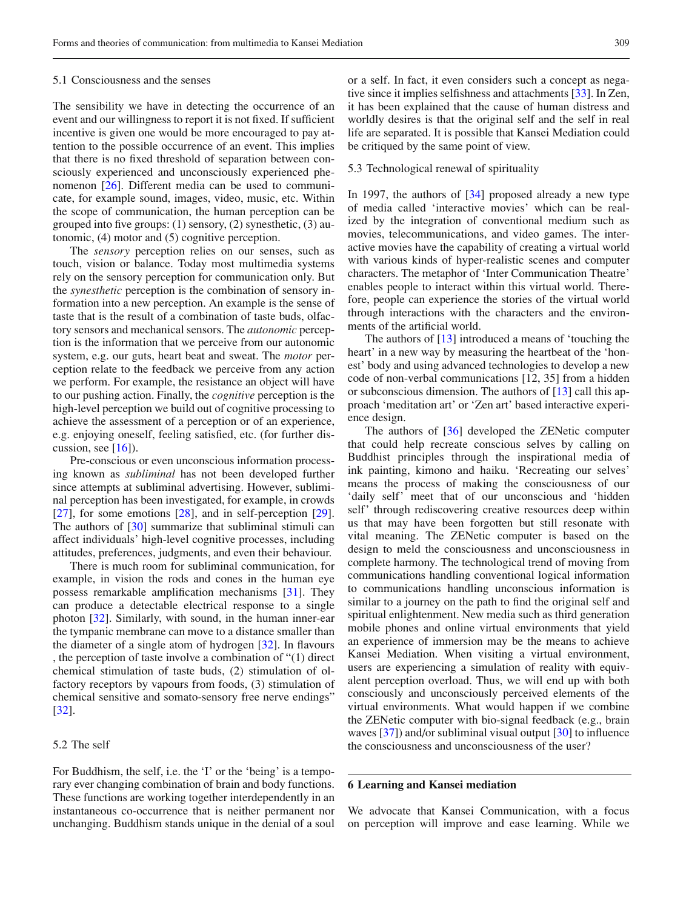### 5.1 Consciousness and the senses

The sensibility we have in detecting the occurrence of an event and our willingness to report it is not fixed. If sufficient incentive is given one would be more encouraged to pay attention to the possible occurrence of an event. This implies that there is no fixed threshold of separation between consciously experienced and unconsciously experienced phenomenon [26]. Different media can be used to communicate, for example sound, images, video, music, etc. Within the scope of communication, the human perception can be grouped into five groups: (1) sensory, (2) synesthetic, (3) autonomic, (4) motor and (5) cognitive perception.

The *sensory* perception relies on our senses, such as touch, vision or balance. Today most multimedia systems rely on the sensory perception for communication only. But the *synesthetic* perception is the combination of sensory information into a new perception. An example is the sense of taste that is the result of a combination of taste buds, olfactory sensors and mechanical sensors. The *autonomic* perception is the information that we perceive from our autonomic system, e.g. our guts, heart beat and sweat. The *motor* perception relate to the feedback we perceive from any action we perform. For example, the resistance an object will have to our pushing action. Finally, the *cognitive* perception is the high-level perception we build out of cognitive processing to achieve the assessment of a perception or of an experience, e.g. enjoying oneself, feeling satisfied, etc. (for further discussion, see [16]).

Pre-conscious or even unconscious information processing known as *subliminal* has not been developed further since attempts at subliminal advertising. However, subliminal perception has been investigated, for example, in crowds [27], for some emotions [28], and in self-perception [29]. The authors of [30] summarize that subliminal stimuli can affect individuals' high-level cognitive processes, including attitudes, preferences, judgments, and even their behaviour.

There is much room for subliminal communication, for example, in vision the rods and cones in the human eye possess remarkable amplification mechanisms [31]. They can produce a detectable electrical response to a single photon [32]. Similarly, with sound, in the human inner-ear the tympanic membrane can move to a distance smaller than the diameter of a single atom of hydrogen [32]. In flavours , the perception of taste involve a combination of "(1) direct chemical stimulation of taste buds, (2) stimulation of olfactory receptors by vapours from foods, (3) stimulation of chemical sensitive and somato-sensory free nerve endings" [32].

### 5.2 The self

For Buddhism, the self, i.e. the 'I' or the 'being' is a temporary ever changing combination of brain and body functions. These functions are working together interdependently in an instantaneous co-occurrence that is neither permanent nor unchanging. Buddhism stands unique in the denial of a soul or a self. In fact, it even considers such a concept as negative since it implies selfishness and attachments [33]. In Zen, it has been explained that the cause of human distress and worldly desires is that the original self and the self in real life are separated. It is possible that Kansei Mediation could be critiqued by the same point of view.

### 5.3 Technological renewal of spirituality

In 1997, the authors of [34] proposed already a new type of media called 'interactive movies' which can be realized by the integration of conventional medium such as movies, telecommunications, and video games. The interactive movies have the capability of creating a virtual world with various kinds of hyper-realistic scenes and computer characters. The metaphor of 'Inter Communication Theatre' enables people to interact within this virtual world. Therefore, people can experience the stories of the virtual world through interactions with the characters and the environments of the artificial world.

The authors of [13] introduced a means of 'touching the heart' in a new way by measuring the heartbeat of the 'honest' body and using advanced technologies to develop a new code of non-verbal communications [12, 35] from a hidden or subconscious dimension. The authors of [13] call this approach 'meditation art' or 'Zen art' based interactive experience design.

The authors of [36] developed the ZENetic computer that could help recreate conscious selves by calling on Buddhist principles through the inspirational media of ink painting, kimono and haiku. 'Recreating our selves' means the process of making the consciousness of our 'daily self' meet that of our unconscious and 'hidden self' through rediscovering creative resources deep within us that may have been forgotten but still resonate with vital meaning. The ZENetic computer is based on the design to meld the consciousness and unconsciousness in complete harmony. The technological trend of moving from communications handling conventional logical information to communications handling unconscious information is similar to a journey on the path to find the original self and spiritual enlightenment. New media such as third generation mobile phones and online virtual environments that yield an experience of immersion may be the means to achieve Kansei Mediation. When visiting a virtual environment, users are experiencing a simulation of reality with equivalent perception overload. Thus, we will end up with both consciously and unconsciously perceived elements of the virtual environments. What would happen if we combine the ZENetic computer with bio-signal feedback (e.g., brain waves [37]) and/or subliminal visual output [30] to influence the consciousness and unconsciousness of the user?

## 6 Learning and Kansei mediation

We advocate that Kansei Communication, with a focus on perception will improve and ease learning. While we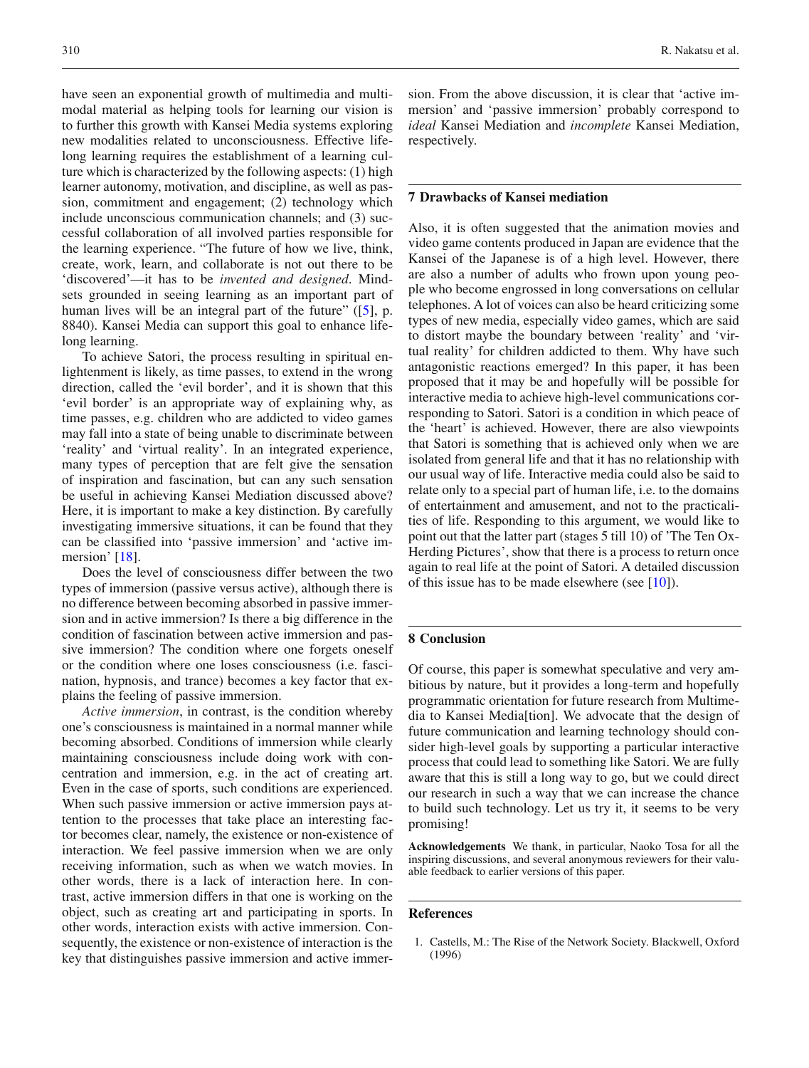have seen an exponential growth of multimedia and multimodal material as helping tools for learning our vision is to further this growth with Kansei Media systems exploring new modalities related to unconsciousness. Effective lifelong learning requires the establishment of a learning culture which is characterized by the following aspects: (1) high learner autonomy, motivation, and discipline, as well as passion, commitment and engagement; (2) technology which include unconscious communication channels; and (3) successful collaboration of all involved parties responsible for the learning experience. "The future of how we live, think, create, work, learn, and collaborate is not out there to be 'discovered'—it has to be *invented and designed*. Mindsets grounded in seeing learning as an important part of human lives will be an integral part of the future" ([5], p. 8840). Kansei Media can support this goal to enhance lifelong learning.

To achieve Satori, the process resulting in spiritual enlightenment is likely, as time passes, to extend in the wrong direction, called the 'evil border', and it is shown that this 'evil border' is an appropriate way of explaining why, as time passes, e.g. children who are addicted to video games may fall into a state of being unable to discriminate between 'reality' and 'virtual reality'. In an integrated experience, many types of perception that are felt give the sensation of inspiration and fascination, but can any such sensation be useful in achieving Kansei Mediation discussed above? Here, it is important to make a key distinction. By carefully investigating immersive situations, it can be found that they can be classified into 'passive immersion' and 'active immersion' [18].

Does the level of consciousness differ between the two types of immersion (passive versus active), although there is no difference between becoming absorbed in passive immersion and in active immersion? Is there a big difference in the condition of fascination between active immersion and passive immersion? The condition where one forgets oneself or the condition where one loses consciousness (i.e. fascination, hypnosis, and trance) becomes a key factor that explains the feeling of passive immersion.

*Active immersion*, in contrast, is the condition whereby one's consciousness is maintained in a normal manner while becoming absorbed. Conditions of immersion while clearly maintaining consciousness include doing work with concentration and immersion, e.g. in the act of creating art. Even in the case of sports, such conditions are experienced. When such passive immersion or active immersion pays attention to the processes that take place an interesting factor becomes clear, namely, the existence or non-existence of interaction. We feel passive immersion when we are only receiving information, such as when we watch movies. In other words, there is a lack of interaction here. In contrast, active immersion differs in that one is working on the object, such as creating art and participating in sports. In other words, interaction exists with active immersion. Consequently, the existence or non-existence of interaction is the key that distinguishes passive immersion and active immersion. From the above discussion, it is clear that 'active immersion' and 'passive immersion' probably correspond to *ideal* Kansei Mediation and *incomplete* Kansei Mediation, respectively.

## 7 Drawbacks of Kansei mediation

Also, it is often suggested that the animation movies and video game contents produced in Japan are evidence that the Kansei of the Japanese is of a high level. However, there are also a number of adults who frown upon young people who become engrossed in long conversations on cellular telephones. A lot of voices can also be heard criticizing some types of new media, especially video games, which are said to distort maybe the boundary between 'reality' and 'virtual reality' for children addicted to them. Why have such antagonistic reactions emerged? In this paper, it has been proposed that it may be and hopefully will be possible for interactive media to achieve high-level communications corresponding to Satori. Satori is a condition in which peace of the 'heart' is achieved. However, there are also viewpoints that Satori is something that is achieved only when we are isolated from general life and that it has no relationship with our usual way of life. Interactive media could also be said to relate only to a special part of human life, i.e. to the domains of entertainment and amusement, and not to the practicalities of life. Responding to this argument, we would like to point out that the latter part (stages 5 till 10) of 'The Ten Ox-Herding Pictures', show that there is a process to return once again to real life at the point of Satori. A detailed discussion of this issue has to be made elsewhere (see [10]).

## 8 Conclusion

Of course, this paper is somewhat speculative and very ambitious by nature, but it provides a long-term and hopefully programmatic orientation for future research from Multimedia to Kansei Media[tion]. We advocate that the design of future communication and learning technology should consider high-level goals by supporting a particular interactive process that could lead to something like Satori. We are fully aware that this is still a long way to go, but we could direct our research in such a way that we can increase the chance to build such technology. Let us try it, it seems to be very promising!

**Acknowledgements** We thank, in particular, Naoko Tosa for all the inspiring discussions, and several anonymous reviewers for their valuable feedback to earlier versions of this paper.

## References

1. Castells, M.: The Rise of the Network Society. Blackwell, Oxford (1996)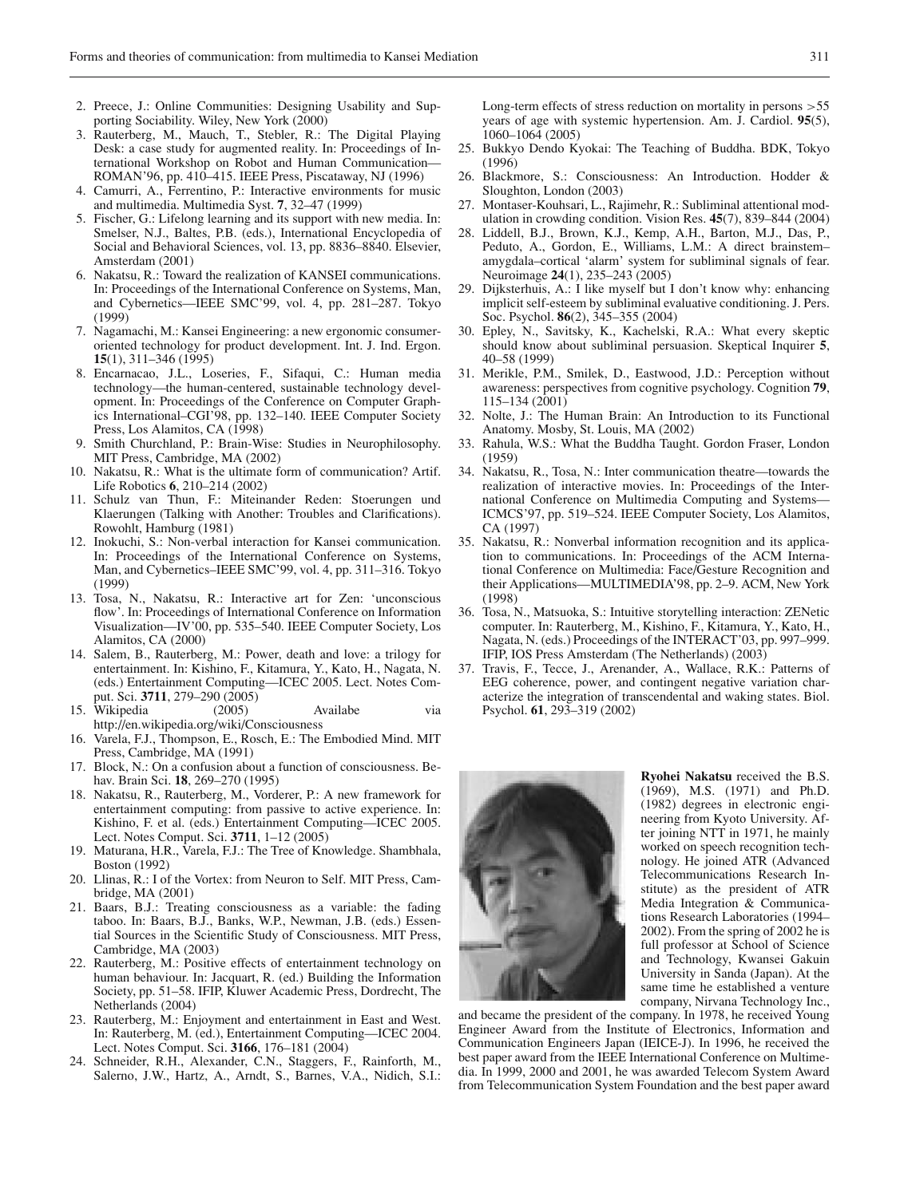2. Preece, J.: Online Communities: Designing Usability and Supporting Sociability. Wiley, New York (2000)
3. Rauterberg, M., Mauch, T., Stebler, R.: The Digital Playing Desk: a case study for augmented reality. In: Proceedings of International Workshop on Robot and Human Communication—ROMAN'96, pp. 410–415. IEEE Press, Piscataway, NJ (1996)
4. Camurri, A., Ferrentino, P.: Interactive environments for music and multimedia. Multimedia Syst. **7**, 32–47 (1999)
5. Fischer, G.: Lifelong learning and its support with new media. In: Smelser, N.J., Baltes, P.B. (eds.), International Encyclopedia of Social and Behavioral Sciences, vol. 13, pp. 8836–8840. Elsevier, Amsterdam (2001)
6. Nakatsu, R.: Toward the realization of KANSEI communications. In: Proceedings of the International Conference on Systems, Man, and Cybernetics—IEEE SMC'99, vol. 4, pp. 281–287. Tokyo (1999)
7. Nagamachi, M.: Kansei Engineering: a new ergonomic consumer-oriented technology for product development. Int. J. Ind. Ergon. **15**(1), 311–346 (1995)
8. Encarnacao, J.L., Loseries, F., Sifaqui, C.: Human media technology—the human-centered, sustainable technology development. In: Proceedings of the Conference on Computer Graphics International–CGI'98, pp. 132–140. IEEE Computer Society Press, Los Alamitos, CA (1998)
9. Smith Churchland, P.: Brain-Wise: Studies in Neurophilosophy. MIT Press, Cambridge, MA (2002)
10. Nakatsu, R.: What is the ultimate form of communication? Artif. Life Robotics **6**, 210–214 (2002)
11. Schulz van Thun, F.: Miteinander Reden: Stoerungen und Klaerungen (Talking with Another: Troubles and Clarifications). Rowohlt, Hamburg (1981)
12. Inokuchi, S.: Non-verbal interaction for Kansei communication. In: Proceedings of the International Conference on Systems, Man, and Cybernetics–IEEE SMC'99, vol. 4, pp. 311–316. Tokyo (1999)
13. Tosa, N., Nakatsu, R.: Interactive art for Zen: 'unconscious flow'. In: Proceedings of International Conference on Information Visualization—IV'00, pp. 535–540. IEEE Computer Society, Los Alamitos, CA (2000)
14. Salem, B., Rauterberg, M.: Power, death and love: a trilogy for entertainment. In: Kishino, F., Kitamura, Y., Kato, H., Nagata, N. (eds.) Entertainment Computing—ICEC 2005. Lect. Notes Comput. Sci. **3711**, 279–290 (2005)
15. Wikipedia (2005) Availabe via http://en.wikipedia.org/wiki/Consciousness
16. Varela, F.J., Thompson, E., Rosch, E.: The Embodied Mind. MIT Press, Cambridge, MA (1991)
17. Block, N.: On a confusion about a function of consciousness. Behav. Brain Sci. **18**, 269–270 (1995)
18. Nakatsu, R., Rauterberg, M., Vorderer, P.: A new framework for entertainment computing: from passive to active experience. In: Kishino, F. et al. (eds.) Entertainment Computing—ICEC 2005. Lect. Notes Comput. Sci. **3711**, 1–12 (2005)
19. Maturana, H.R., Varela, F.J.: The Tree of Knowledge. Shambhala, Boston (1992)
20. Llinas, R.: I of the Vortex: from Neuron to Self. MIT Press, Cambridge, MA (2001)
21. Baars, B.J.: Treating consciousness as a variable: the fading taboo. In: Baars, B.J., Banks, W.P., Newman, J.B. (eds.) Essential Sources in the Scientific Study of Consciousness. MIT Press, Cambridge, MA (2003)
22. Rauterberg, M.: Positive effects of entertainment technology on human behaviour. In: Jacquart, R. (ed.) Building the Information Society, pp. 51–58. IFIP, Kluwer Academic Press, Dordrecht, The Netherlands (2004)
23. Rauterberg, M.: Enjoyment and entertainment in East and West. In: Rauterberg, M. (ed.), Entertainment Computing—ICEC 2004. Lect. Notes Comput. Sci. **3166**, 176–181 (2004)
24. Schneider, R.H., Alexander, C.N., Staggers, F., Rainforth, M., Salerno, J.W., Hartz, A., Arndt, S., Barnes, V.A., Nidich, S.I.: Long-term effects of stress reduction on mortality in persons >55 years of age with systemic hypertension. Am. J. Cardiol. **95**(5), 1060–1064 (2005)
25. Bukkyo Dendo Kyokai: The Teaching of Buddha. BDK, Tokyo (1996)
26. Blackmore, S.: Consciousness: An Introduction. Hodder & Sloughton, London (2003)
27. Montaser-Kouhsari, L., Rajimehr, R.: Subliminal attentional modulation in crowding condition. Vision Res. **45**(7), 839–844 (2004)
28. Liddell, B.J., Brown, K.J., Kemp, A.H., Barton, M.J., Das, P., Peduto, A., Gordon, E., Williams, L.M.: A direct brainstem–amygdala–cortical 'alarm' system for subliminal signals of fear. Neuroimage **24**(1), 235–243 (2005)
29. Dijksterhuis, A.: I like myself but I don't know why: enhancing implicit self-esteem by subliminal evaluative conditioning. J. Pers. Soc. Psychol. **86**(2), 345–355 (2004)
30. Epley, N., Savitsky, K., Kachelski, R.A.: What every skeptic should know about subliminal persuasion. Skeptical Inquirer **5**, 40–58 (1999)
31. Merikle, P.M., Smilek, D., Eastwood, J.D.: Perception without awareness: perspectives from cognitive psychology. Cognition **79**, 115–134 (2001)
32. Nolte, J.: The Human Brain: An Introduction to its Functional Anatomy. Mosby, St. Louis, MA (2002)
33. Rahula, W.S.: What the Buddha Taught. Gordon Fraser, London (1959)
34. Nakatsu, R., Tosa, N.: Inter communication theatre—towards the realization of interactive movies. In: Proceedings of the International Conference on Multimedia Computing and Systems—ICMCS'97, pp. 519–524. IEEE Computer Society, Los Alamitos, CA (1997)
35. Nakatsu, R.: Nonverbal information recognition and its application to communications. In: Proceedings of the ACM International Conference on Multimedia: Face/Gesture Recognition and their Applications—MULTIMEDIA'98, pp. 2–9. ACM, New York (1998)
36. Tosa, N., Matsuoka, S.: Intuitive storytelling interaction: ZENetic computer. In: Rauterberg, M., Kishino, F., Kitamura, Y., Kato, H., Nagata, N. (eds.) Proceedings of the INTERACT'03, pp. 997–999. IFIP, IOS Press Amsterdam (The Netherlands) (2003)
37. Travis, F., Tecce, J., Arenander, A., Wallace, R.K.: Patterns of EEG coherence, power, and contingent negative variation characterize the integration of transcendental and waking states. Biol. Psychol. **61**, 293–319 (2002)

**Ryohei Nakatsu** received the B.S. (1969), M.S. (1971) and Ph.D. (1982) degrees in electronic engineering from Kyoto University. After joining NTT in 1971, he mainly worked on speech recognition technology. He joined ATR (Advanced Telecommunications Research Institute) as the president of ATR Media Integration & Communications Research Laboratories (1994–2002). From the spring of 2002 he is full professor at School of Science and Technology, Kwansei Gakuin University in Sanda (Japan). At the same time he established a venture company, Nirvana Technology Inc., and became the president of the company. In 1978, he received Young Engineer Award from the Institute of Electronics, Information and Communication Engineers Japan (IEICE-J). In 1996, he received the best paper award from the IEEE International Conference on Multimedia. In 1999, 2000 and 2001, he was awarded Telecom System Award from Telecommunication System Foundation and the best paper award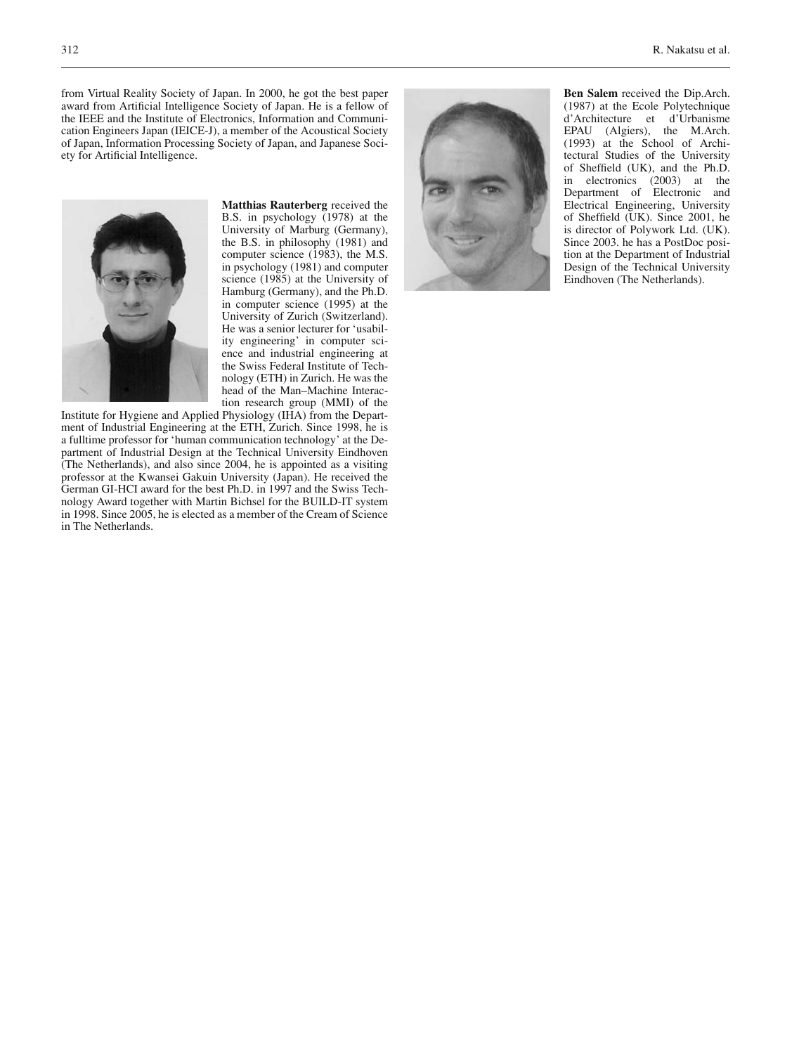from Virtual Reality Society of Japan. In 2000, he got the best paper award from Artificial Intelligence Society of Japan. He is a fellow of the IEEE and the Institute of Electronics, Information and Communication Engineers Japan (IEICE-J), a member of the Acoustical Society of Japan, Information Processing Society of Japan, and Japanese Society for Artificial Intelligence.

**Matthias Rauterberg** received the B.S. in psychology (1978) at the University of Marburg (Germany), the B.S. in philosophy (1981) and computer science (1983), the M.S. in psychology (1981) and computer science (1985) at the University of Hamburg (Germany), and the Ph.D. in computer science (1995) at the University of Zurich (Switzerland). He was a senior lecturer for 'usability engineering' in computer science and industrial engineering at the Swiss Federal Institute of Technology (ETH) in Zurich. He was the head of the Man–Machine Interaction research group (MMI) of the Institute for Hygiene and Applied Physiology (IHA) from the Department of Industrial Engineering at the ETH, Zurich. Since 1998, he is a fulltime professor for 'human communication technology' at the Department of Industrial Design at the Technical University Eindhoven (The Netherlands), and also since 2004, he is appointed as a visiting professor at the Kwansei Gakuin University (Japan). He received the German GI-HCI award for the best Ph.D. in 1997 and the Swiss Technology Award together with Martin Bichsel for the BUILD-IT system in 1998. Since 2005, he is elected as a member of the Cream of Science in The Netherlands.

**Ben Salem** received the Dip.Arch. (1987) at the Ecole Polytechnique d'Architecture et d'Urbanisme EPAU (Algiers), the M.Arch. (1993) at the School of Architectural Studies of the University of Sheffield (UK), and the Ph.D. in electronics (2003) at the Department of Electronic and Electrical Engineering, University of Sheffield (UK). Since 2001, he is director of Polywork Ltd. (UK). Since 2003. he has a PostDoc position at the Department of Industrial Design of the Technical University Eindhoven (The Netherlands).